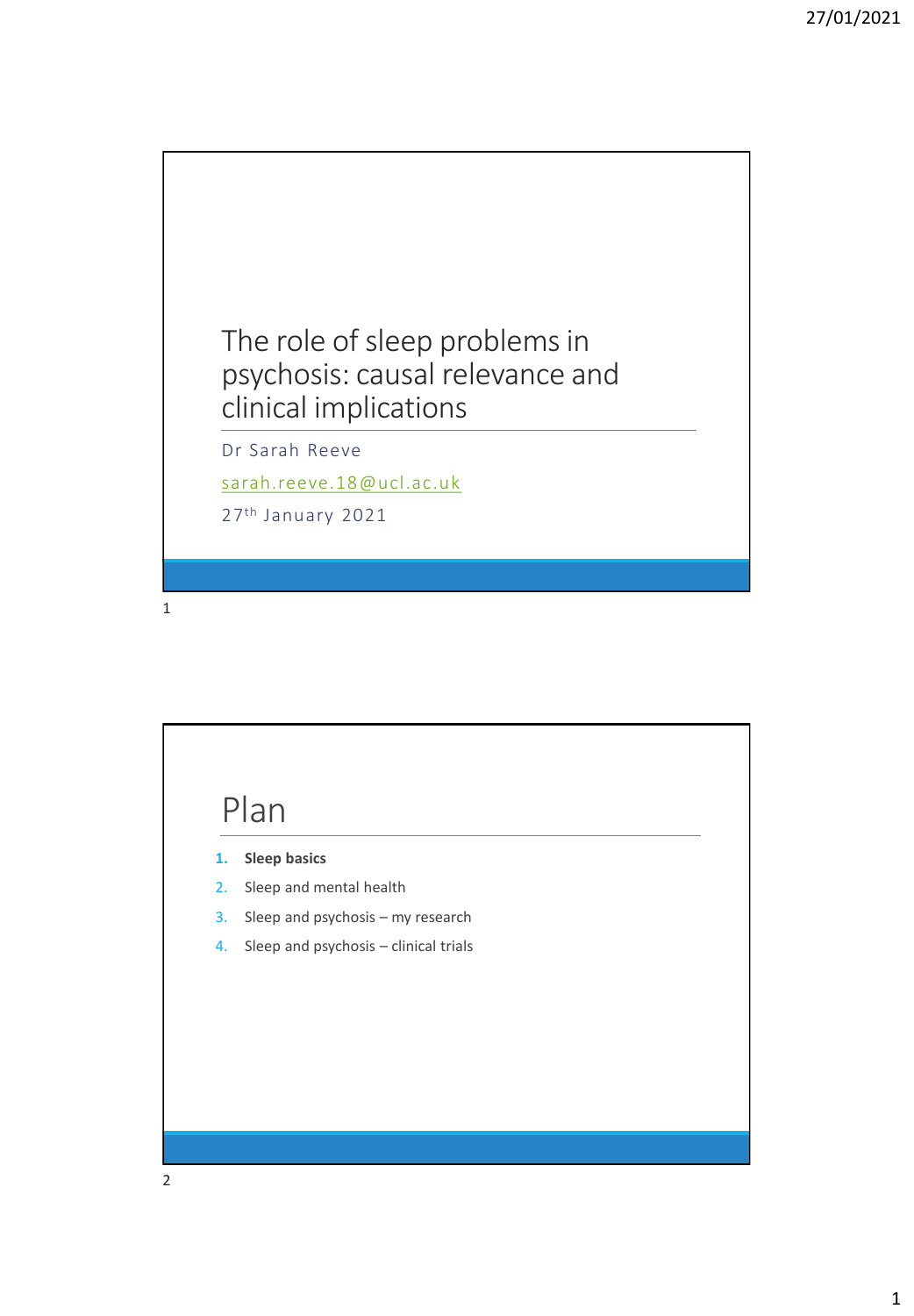# The role of sleep problems in psychosis: causal relevance and clinical implications

Dr Sarah Reeve

sarah.reeve.18@ucl.ac.uk

27th January 2021

## Plan

1. **Sleep basics**
2. Sleep and mental health
3. Sleep and psychosis – my research
4. Sleep and psychosis – clinical trials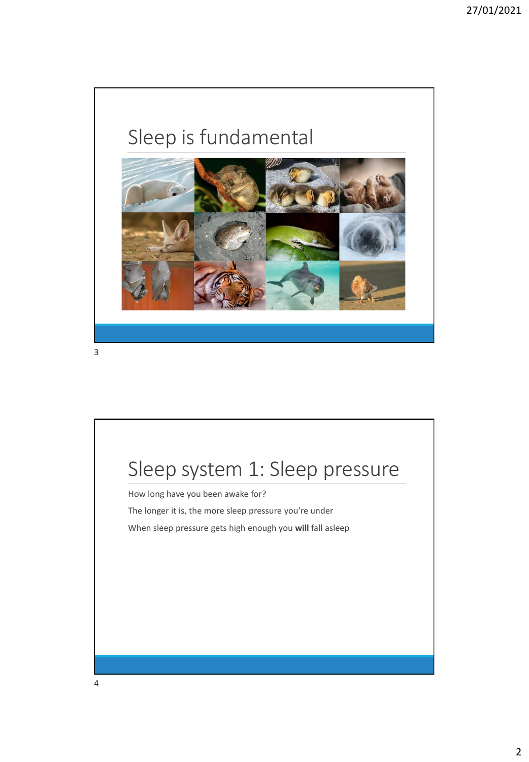# Sleep is fundamental

# Sleep system 1: Sleep pressure

How long have you been awake for?

The longer it is, the more sleep pressure you're under

When sleep pressure gets high enough you **will** fall asleep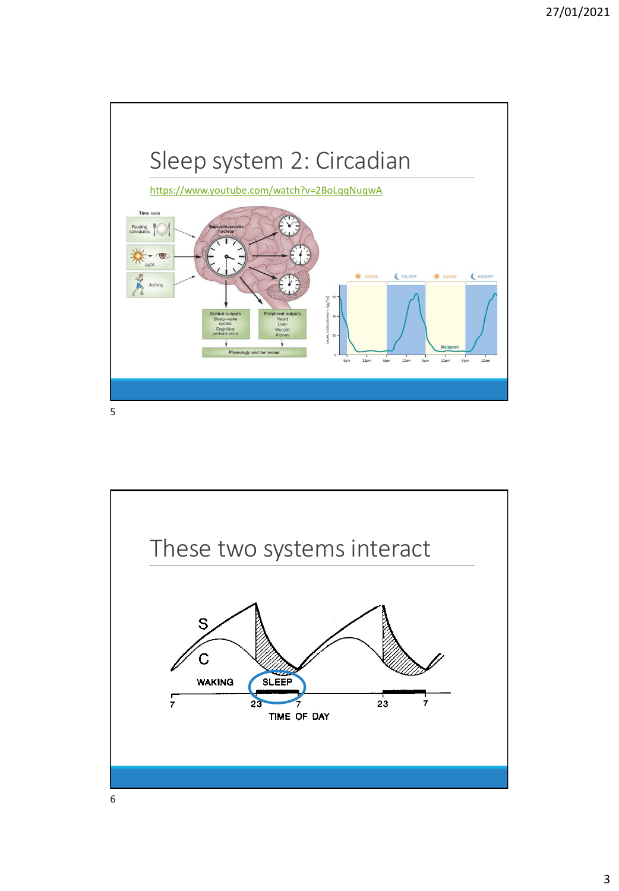# Sleep system 2: Circadian

https://www.youtube.com/watch?v=2BoLqgNuqwA

Time cues

Feeding schedules

Light

Activity

Suprachiasmatic nucleus

Central outputs
Sleep–wake cycles
Cognitive performance

Peripheral outputs
Heart
Liver
Muscle
Kidney

Physiology and behaviour

AWAKE ASLEEP AWAKE ASLEEP

Melatonin

6am 12pm 6pm 12am 6am 12pm 6pm 12am

# These two systems interact

S

C

WAKING

SLEEP

7 23 7 23 7

TIME OF DAY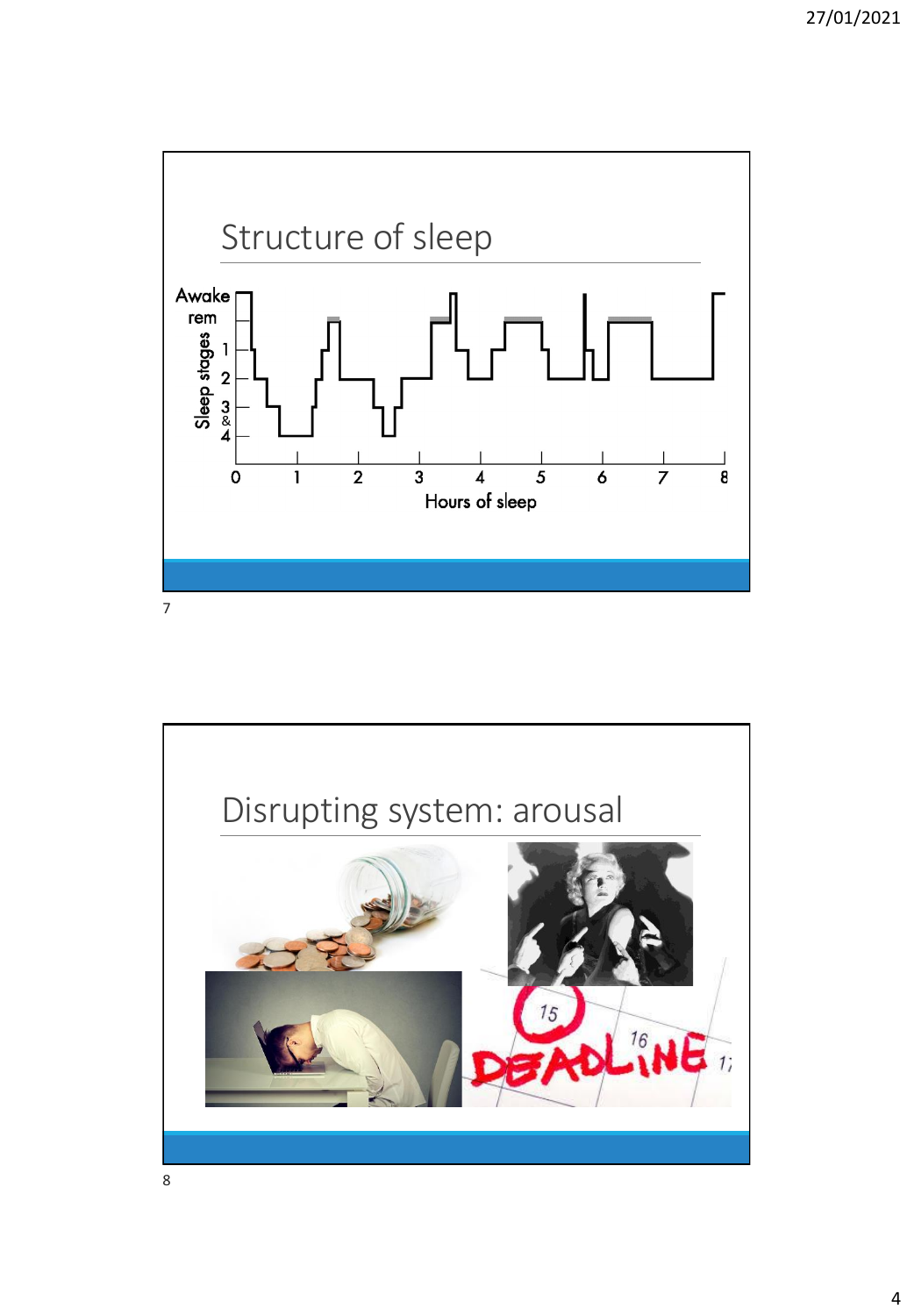## Structure of sleep

## Disrupting system: arousal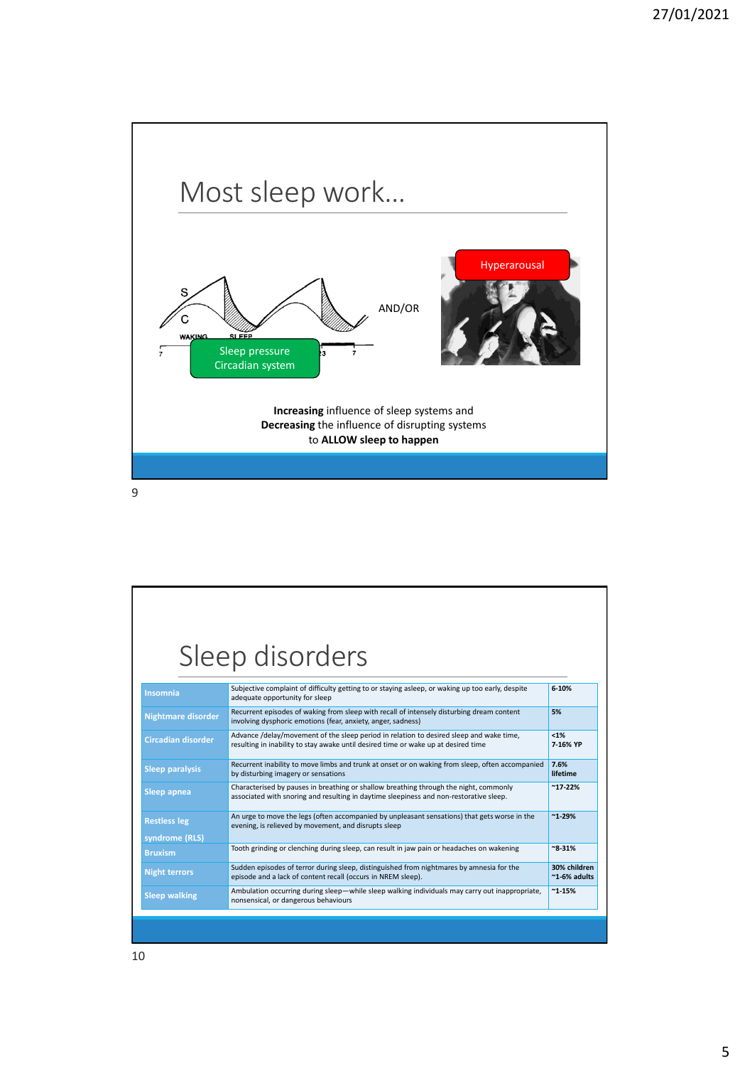# Most sleep work…

S

C

WAKING SLEEP

7 23 7

Sleep pressure
Circadian system

AND/OR

Hyperarousal

**Increasing** influence of sleep systems and
**Decreasing** the influence of disrupting systems
to **ALLOW sleep to happen**

# Sleep disorders

| | | |
|---|---|---|
| **Insomnia** | Subjective complaint of difficulty getting to or staying asleep, or waking up too early, despite adequate opportunity for sleep | **6-10%** |
| **Nightmare disorder** | Recurrent episodes of waking from sleep with recall of intensely disturbing dream content involving dysphoric emotions (fear, anxiety, anger, sadness) | **5%** |
| **Circadian disorder** | Advance /delay/movement of the sleep period in relation to desired sleep and wake time, resulting in inability to stay awake until desired time or wake up at desired time | **<1%** **7-16% YP** |
| **Sleep paralysis** | Recurrent inability to move limbs and trunk at onset or on waking from sleep, often accompanied by disturbing imagery or sensations | **7.6% lifetime** |
| **Sleep apnea** | Characterised by pauses in breathing or shallow breathing through the night, commonly associated with snoring and resulting in daytime sleepiness and non-restorative sleep. | **~17-22%** |
| **Restless leg syndrome (RLS)** | An urge to move the legs (often accompanied by unpleasant sensations) that gets worse in the evening, is relieved by movement, and disrupts sleep | **~1-29%** |
| **Bruxism** | Tooth grinding or clenching during sleep, can result in jaw pain or headaches on wakening | **~8-31%** |
| **Night terrors** | Sudden episodes of terror during sleep, distinguished from nightmares by amnesia for the episode and a lack of content recall (occurs in NREM sleep). | **30% children** **~1-6% adults** |
| **Sleep walking** | Ambulation occurring during sleep—while sleep walking individuals may carry out inappropriate, nonsensical, or dangerous behaviours | **~1-15%** |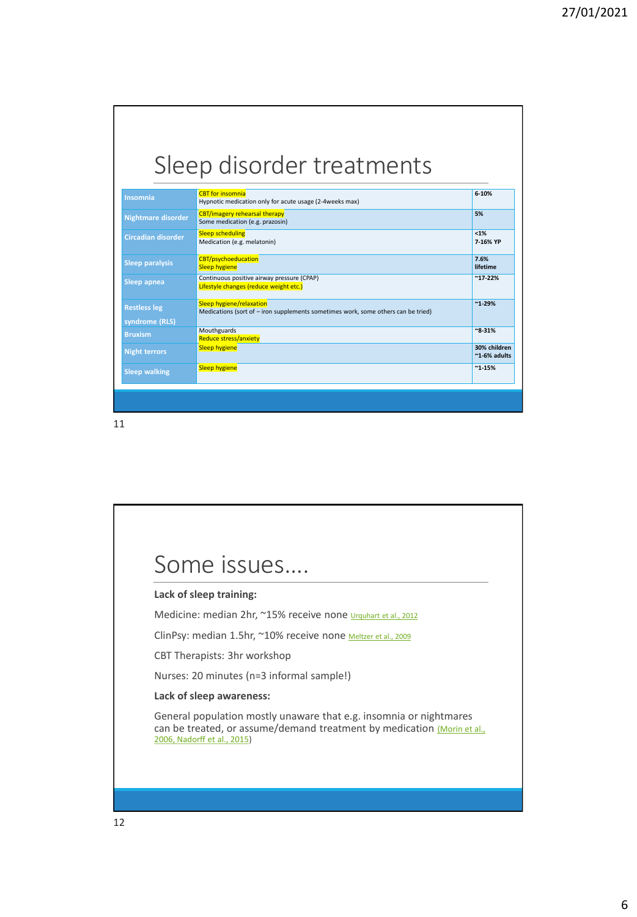# Sleep disorder treatments

| Disorder | Treatment | Prevalence |
|---|---|---|
| Insomnia | CBT for insomnia<br>Hypnotic medication only for acute usage (2-4weeks max) | 6-10% |
| Nightmare disorder | CBT/imagery rehearsal therapy<br>Some medication (e.g. prazosin) | 5% |
| Circadian disorder | Sleep scheduling<br>Medication (e.g. melatonin) | <1%<br>7-16% YP |
| Sleep paralysis | CBT/psychoeducation<br>Sleep hygiene | 7.6% lifetime |
| Sleep apnea | Continuous positive airway pressure (CPAP)<br>Lifestyle changes (reduce weight etc.) | ~17-22% |
| Restless leg syndrome (RLS) | Sleep hygiene/relaxation<br>Medications (sort of – iron supplements sometimes work, some others can be tried) | ~1-29% |
| Bruxism | Mouthguards<br>Reduce stress/anxiety | ~8-31% |
| Night terrors | Sleep hygiene | 30% children<br>~1-6% adults |
| Sleep walking | Sleep hygiene | ~1-15% |

# Some issues….

**Lack of sleep training:**

Medicine: median 2hr, ~15% receive none Urquhart et al., 2012

ClinPsy: median 1.5hr, ~10% receive none Meltzer et al., 2009

CBT Therapists: 3hr workshop

Nurses: 20 minutes (n=3 informal sample!)

**Lack of sleep awareness:**

General population mostly unaware that e.g. insomnia or nightmares can be treated, or assume/demand treatment by medication (Morin et al., 2006, Nadorff et al., 2015)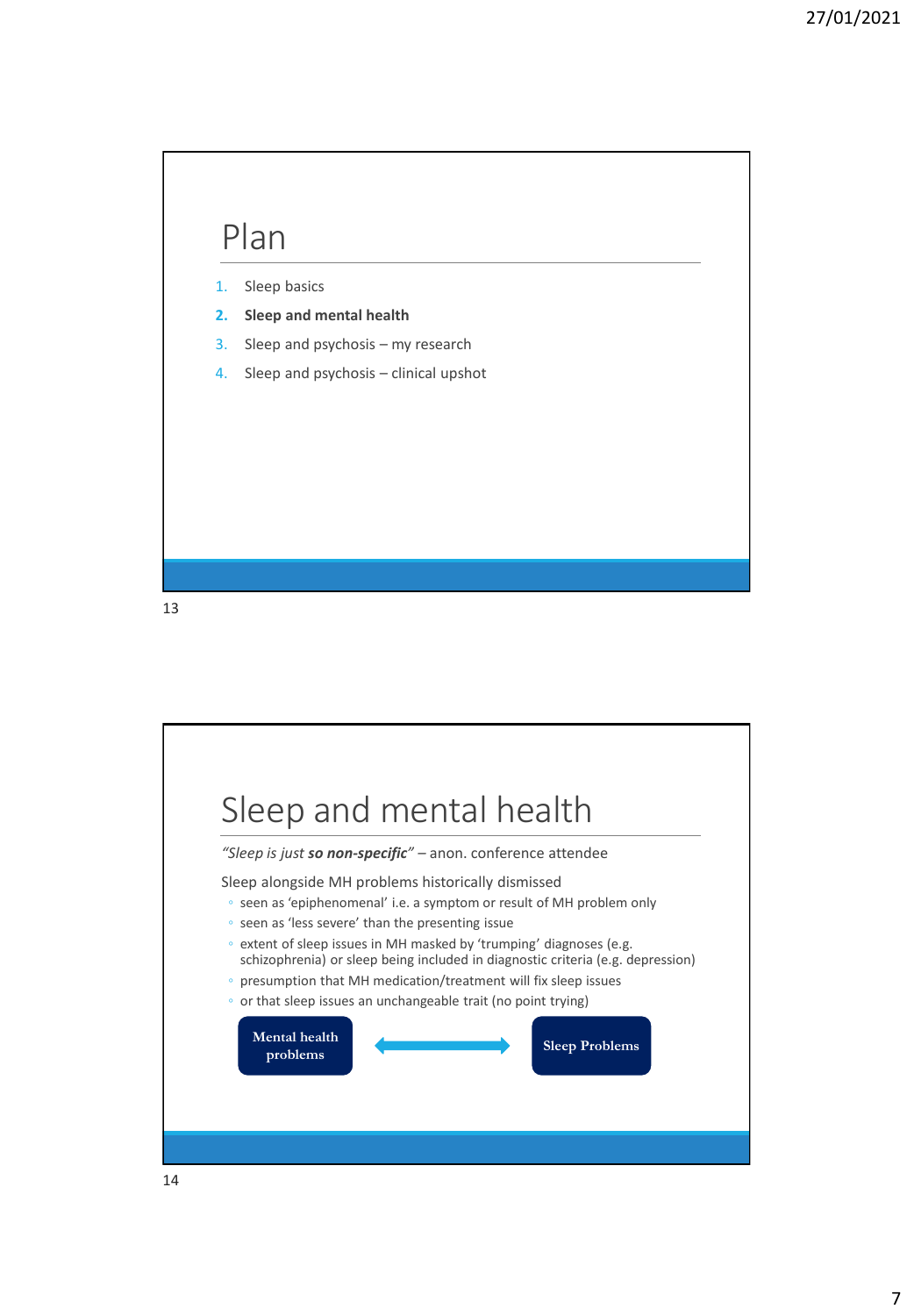## Plan

1. Sleep basics
2. **Sleep and mental health**
3. Sleep and psychosis – my research
4. Sleep and psychosis – clinical upshot

## Sleep and mental health

*"Sleep is just **so non-specific**"* – anon. conference attendee

Sleep alongside MH problems historically dismissed

- seen as 'epiphenomenal' i.e. a symptom or result of MH problem only
- seen as 'less severe' than the presenting issue
- extent of sleep issues in MH masked by 'trumping' diagnoses (e.g. schizophrenia) or sleep being included in diagnostic criteria (e.g. depression)
- presumption that MH medication/treatment will fix sleep issues
- or that sleep issues an unchangeable trait (no point trying)

**Mental health problems** ⟷ **Sleep Problems**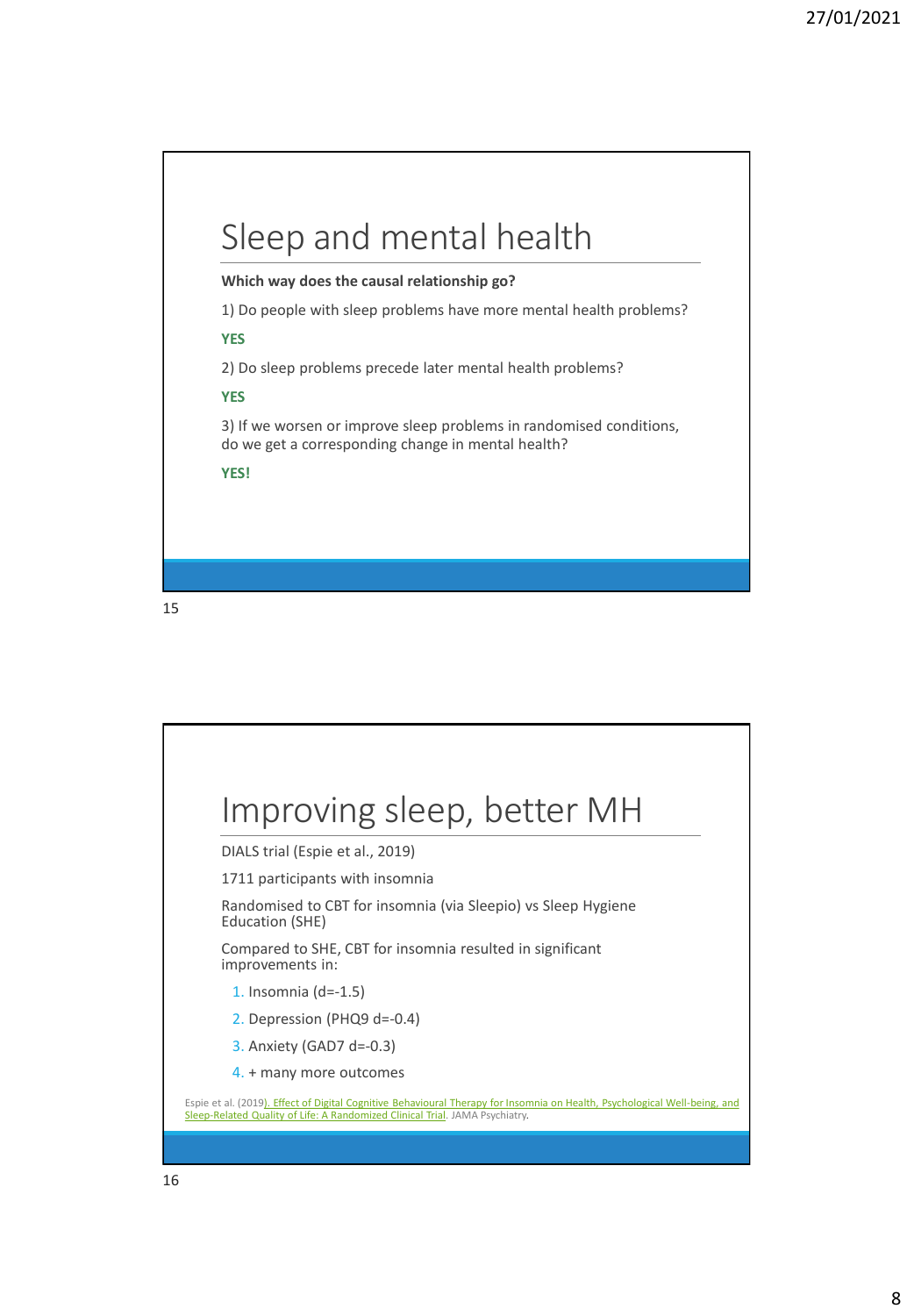## Sleep and mental health

**Which way does the causal relationship go?**

1) Do people with sleep problems have more mental health problems?

**YES**

2) Do sleep problems precede later mental health problems?

**YES**

3) If we worsen or improve sleep problems in randomised conditions, do we get a corresponding change in mental health?

**YES!**

## Improving sleep, better MH

DIALS trial (Espie et al., 2019)

1711 participants with insomnia

Randomised to CBT for insomnia (via Sleepio) vs Sleep Hygiene Education (SHE)

Compared to SHE, CBT for insomnia resulted in significant improvements in:

1. Insomnia (d=-1.5)
2. Depression (PHQ9 d=-0.4)
3. Anxiety (GAD7 d=-0.3)
4. + many more outcomes

Espie et al. (2019). Effect of Digital Cognitive Behavioural Therapy for Insomnia on Health, Psychological Well-being, and Sleep-Related Quality of Life: A Randomized Clinical Trial. JAMA Psychiatry.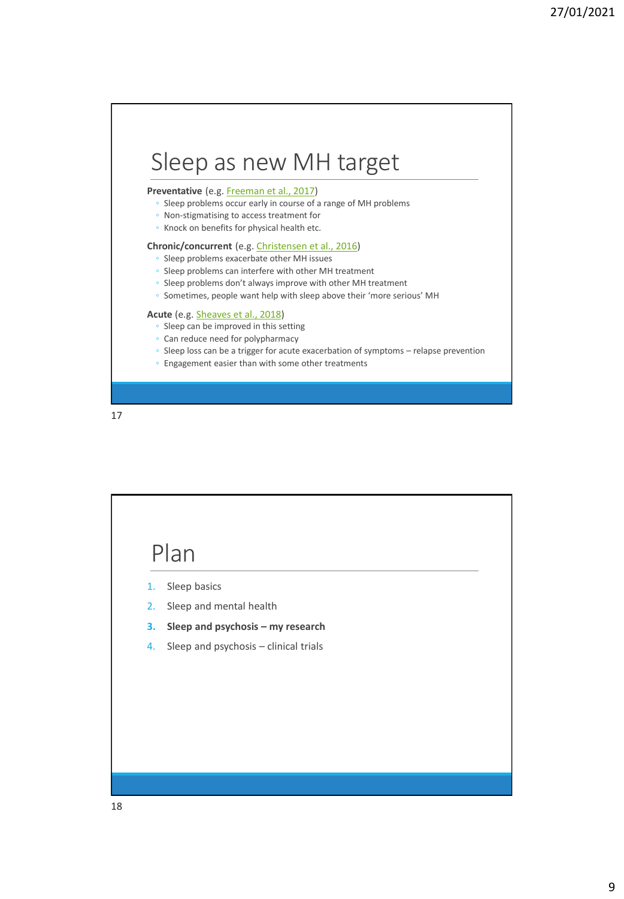# Sleep as new MH target

**Preventative** (e.g. Freeman et al., 2017)

- Sleep problems occur early in course of a range of MH problems
- Non-stigmatising to access treatment for
- Knock on benefits for physical health etc.

**Chronic/concurrent** (e.g. Christensen et al., 2016)

- Sleep problems exacerbate other MH issues
- Sleep problems can interfere with other MH treatment
- Sleep problems don't always improve with other MH treatment
- Sometimes, people want help with sleep above their 'more serious' MH

**Acute** (e.g. Sheaves et al., 2018)

- Sleep can be improved in this setting
- Can reduce need for polypharmacy
- Sleep loss can be a trigger for acute exacerbation of symptoms – relapse prevention
- Engagement easier than with some other treatments

# Plan

1. Sleep basics
2. Sleep and mental health
3. **Sleep and psychosis – my research**
4. Sleep and psychosis – clinical trials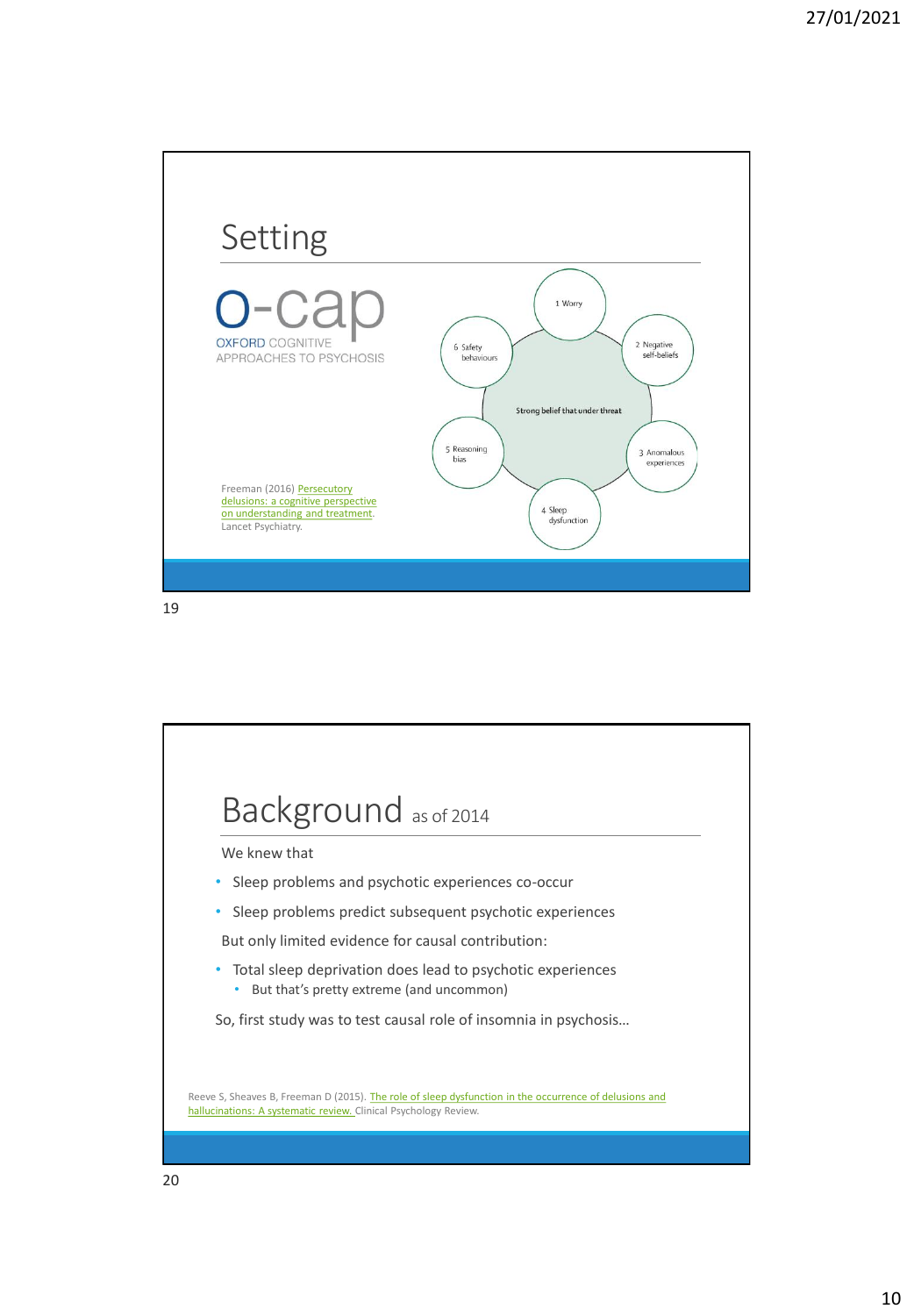## Setting

o-cap
OXFORD COGNITIVE APPROACHES TO PSYCHOSIS

1 Worry
2 Negative self-beliefs
3 Anomalous experiences
4 Sleep dysfunction
5 Reasoning bias
6 Safety behaviours

Strong belief that under threat

Freeman (2016) Persecutory delusions: a cognitive perspective on understanding and treatment. Lancet Psychiatry.

## Background as of 2014

We knew that

- Sleep problems and psychotic experiences co-occur
- Sleep problems predict subsequent psychotic experiences

But only limited evidence for causal contribution:

- Total sleep deprivation does lead to psychotic experiences
  - But that's pretty extreme (and uncommon)

So, first study was to test causal role of insomnia in psychosis…

Reeve S, Sheaves B, Freeman D (2015). The role of sleep dysfunction in the occurrence of delusions and hallucinations: A systematic review. Clinical Psychology Review.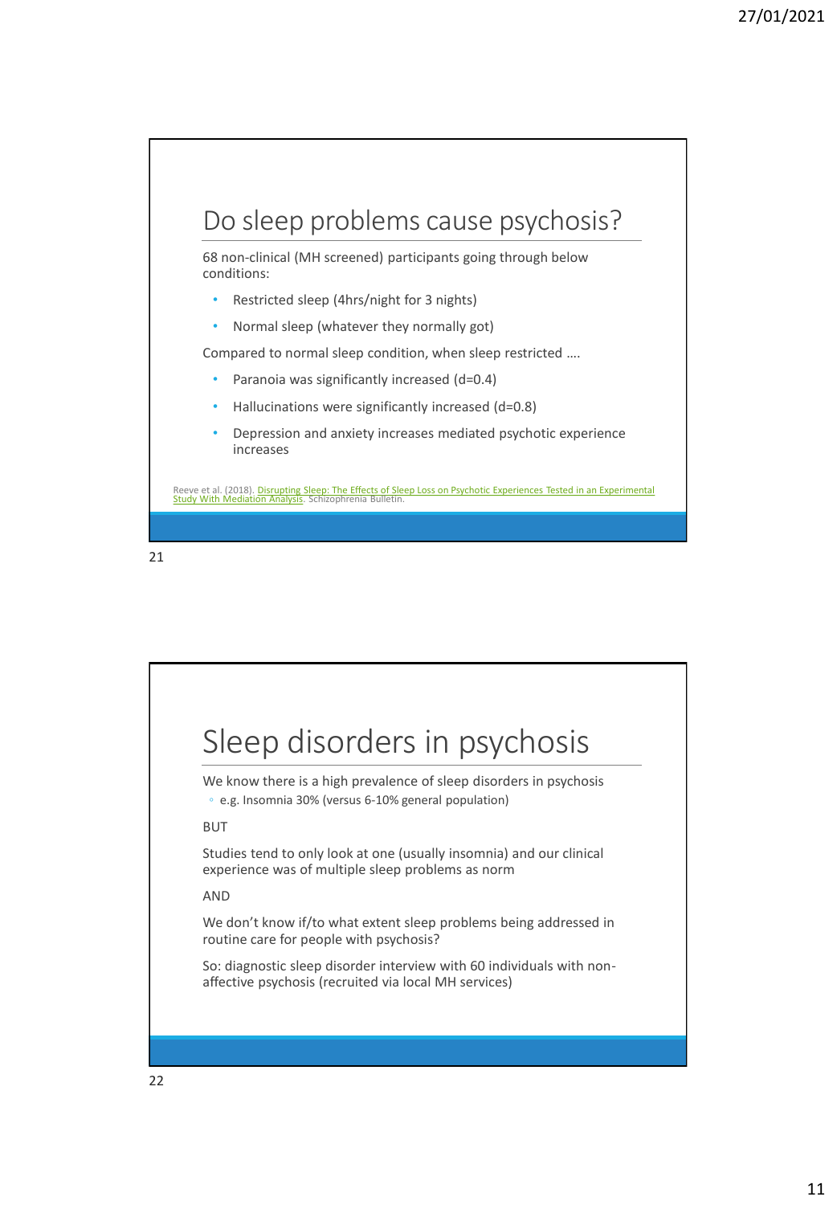## Do sleep problems cause psychosis?

68 non-clinical (MH screened) participants going through below conditions:

- Restricted sleep (4hrs/night for 3 nights)
- Normal sleep (whatever they normally got)

Compared to normal sleep condition, when sleep restricted ….

- Paranoia was significantly increased (d=0.4)
- Hallucinations were significantly increased (d=0.8)
- Depression and anxiety increases mediated psychotic experience increases

Reeve et al. (2018). Disrupting Sleep: The Effects of Sleep Loss on Psychotic Experiences Tested in an Experimental Study With Mediation Analysis. Schizophrenia Bulletin.

## Sleep disorders in psychosis

We know there is a high prevalence of sleep disorders in psychosis

- e.g. Insomnia 30% (versus 6-10% general population)

BUT

Studies tend to only look at one (usually insomnia) and our clinical experience was of multiple sleep problems as norm

AND

We don't know if/to what extent sleep problems being addressed in routine care for people with psychosis?

So: diagnostic sleep disorder interview with 60 individuals with non-affective psychosis (recruited via local MH services)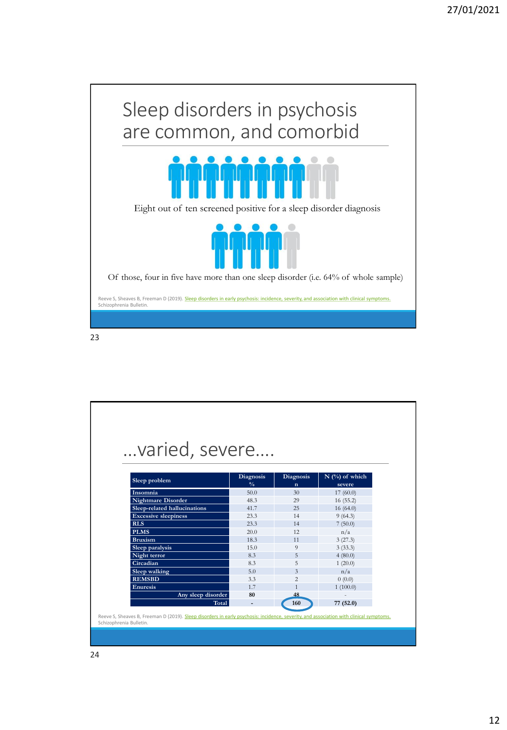## Sleep disorders in psychosis are common, and comorbid

Eight out of ten screened positive for a sleep disorder diagnosis

Of those, four in five have more than one sleep disorder (i.e. 64% of whole sample)

Reeve S, Sheaves B, Freeman D (2019). Sleep disorders in early psychosis: incidence, severity, and association with clinical symptoms. Schizophrenia Bulletin.

## …varied, severe….

| Sleep problem | Diagnosis % | Diagnosis n | N (%) of which severe |
|---|---|---|---|
| Insomnia | 50.0 | 30 | 17 (60.0) |
| Nightmare Disorder | 48.3 | 29 | 16 (55.2) |
| Sleep-related hallucinations | 41.7 | 25 | 16 (64.0) |
| Excessive sleepiness | 23.3 | 14 | 9 (64.3) |
| RLS | 23.3 | 14 | 7 (50.0) |
| PLMS | 20.0 | 12 | n/a |
| Bruxism | 18.3 | 11 | 3 (27.3) |
| Sleep paralysis | 15.0 | 9 | 3 (33.3) |
| Night terror | 8.3 | 5 | 4 (80.0) |
| Circadian | 8.3 | 5 | 1 (20.0) |
| Sleep walking | 5.0 | 3 | n/a |
| REMSBD | 3.3 | 2 | 0 (0.0) |
| Enuresis | 1.7 | 1 | 1 (100.0) |
| Any sleep disorder | **80** | **48** | - |
| Total | **-** | **160** | **77 (52.0)** |

Reeve S, Sheaves B, Freeman D (2019). Sleep disorders in early psychosis: incidence, severity, and association with clinical symptoms. Schizophrenia Bulletin.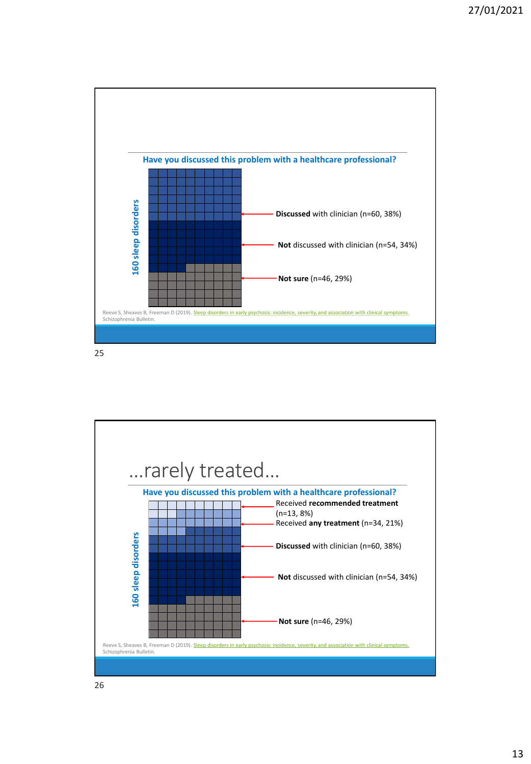Have you discussed this problem with a healthcare professional?

160 sleep disorders

**Discussed** with clinician (n=60, 38%)

**Not** discussed with clinician (n=54, 34%)

**Not sure** (n=46, 29%)

Reeve S, Sheaves B, Freeman D (2019). Sleep disorders in early psychosis: incidence, severity, and association with clinical symptoms. Schizophrenia Bulletin.

# …rarely treated…

Have you discussed this problem with a healthcare professional?

160 sleep disorders

Received **recommended treatment** (n=13, 8%)

Received **any treatment** (n=34, 21%)

**Discussed** with clinician (n=60, 38%)

**Not** discussed with clinician (n=54, 34%)

**Not sure** (n=46, 29%)

Reeve S, Sheaves B, Freeman D (2019). Sleep disorders in early psychosis: incidence, severity, and association with clinical symptoms. Schizophrenia Bulletin.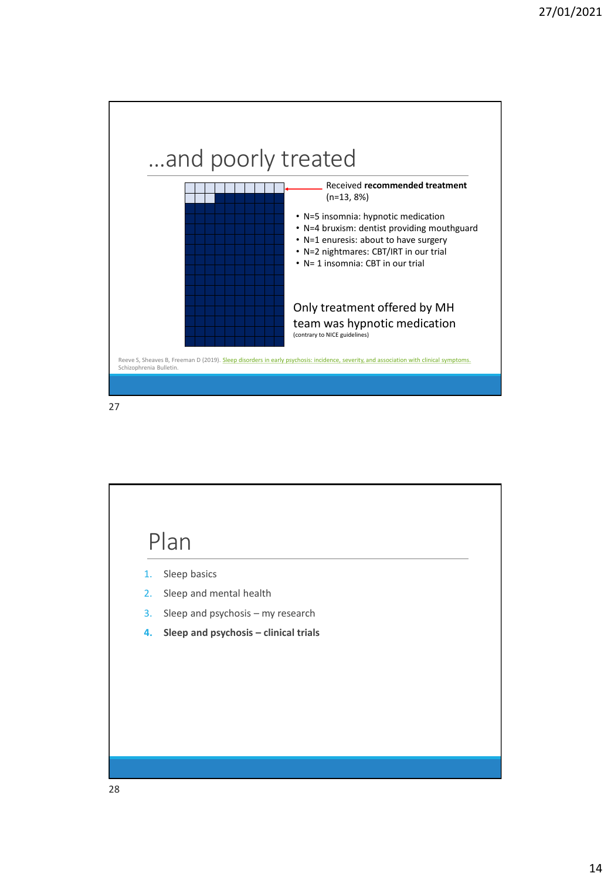# …and poorly treated

Received **recommended treatment** (n=13, 8%)

- N=5 insomnia: hypnotic medication
- N=4 bruxism: dentist providing mouthguard
- N=1 enuresis: about to have surgery
- N=2 nightmares: CBT/IRT in our trial
- N= 1 insomnia: CBT in our trial

Only treatment offered by MH team was hypnotic medication
(contrary to NICE guidelines)

Reeve S, Sheaves B, Freeman D (2019). Sleep disorders in early psychosis: incidence, severity, and association with clinical symptoms. Schizophrenia Bulletin.

# Plan

1. Sleep basics
2. Sleep and mental health
3. Sleep and psychosis – my research
4. **Sleep and psychosis – clinical trials**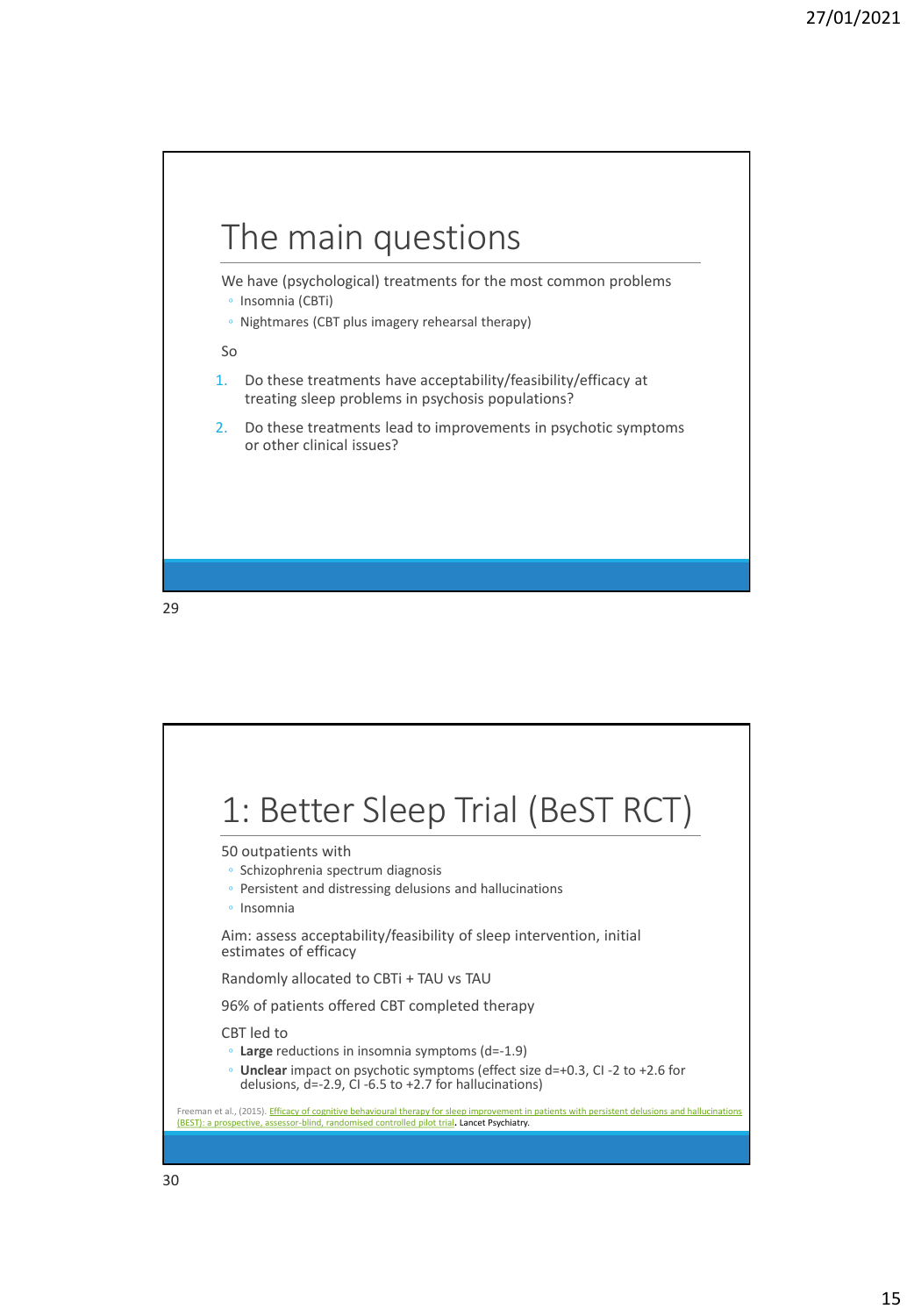# The main questions

We have (psychological) treatments for the most common problems

- Insomnia (CBTi)
- Nightmares (CBT plus imagery rehearsal therapy)

So

1. Do these treatments have acceptability/feasibility/efficacy at treating sleep problems in psychosis populations?
2. Do these treatments lead to improvements in psychotic symptoms or other clinical issues?

# 1: Better Sleep Trial (BeST RCT)

50 outpatients with

- Schizophrenia spectrum diagnosis
- Persistent and distressing delusions and hallucinations
- Insomnia

Aim: assess acceptability/feasibility of sleep intervention, initial estimates of efficacy

Randomly allocated to CBTi + TAU vs TAU

96% of patients offered CBT completed therapy

CBT led to

- **Large** reductions in insomnia symptoms (d=-1.9)
- **Unclear** impact on psychotic symptoms (effect size d=+0.3, CI -2 to +2.6 for delusions, d=-2.9, CI -6.5 to +2.7 for hallucinations)

Freeman et al., (2015). Efficacy of cognitive behavioural therapy for sleep improvement in patients with persistent delusions and hallucinations (BEST): a prospective, assessor-blind, randomised controlled pilot trial. Lancet Psychiatry.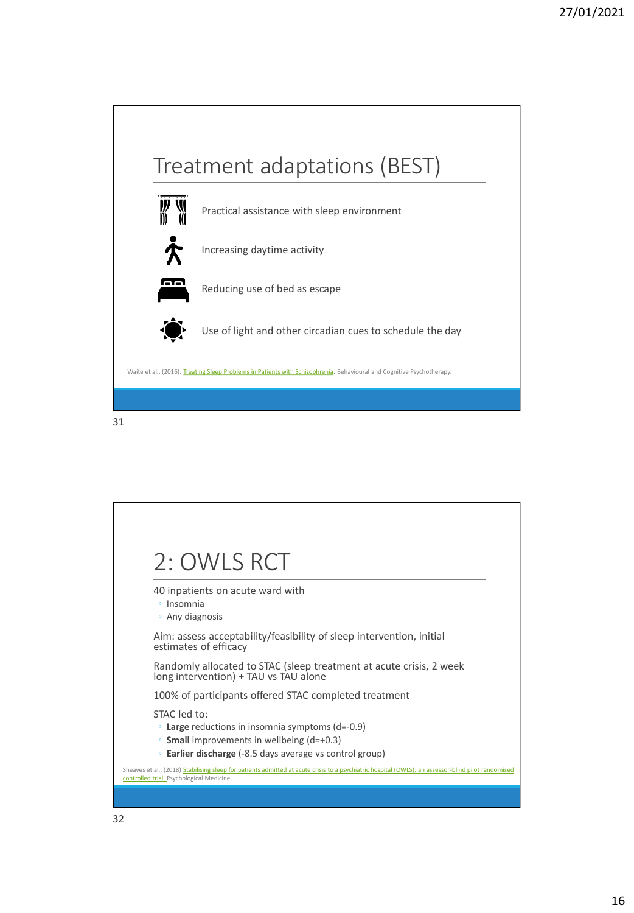## Treatment adaptations (BEST)

- Practical assistance with sleep environment
- Increasing daytime activity
- Reducing use of bed as escape
- Use of light and other circadian cues to schedule the day

Waite et al., (2016). Treating Sleep Problems in Patients with Schizophrenia. Behavioural and Cognitive Psychotherapy.

## 2: OWLS RCT

40 inpatients on acute ward with
- Insomnia
- Any diagnosis

Aim: assess acceptability/feasibility of sleep intervention, initial estimates of efficacy

Randomly allocated to STAC (sleep treatment at acute crisis, 2 week long intervention) + TAU vs TAU alone

100% of participants offered STAC completed treatment

STAC led to:
- **Large** reductions in insomnia symptoms (d=-0.9)
- **Small** improvements in wellbeing (d=+0.3)
- **Earlier discharge** (-8.5 days average vs control group)

Sheaves et al., (2018) Stabilising sleep for patients admitted at acute crisis to a psychiatric hospital (OWLS): an assessor-blind pilot randomised controlled trial. Psychological Medicine.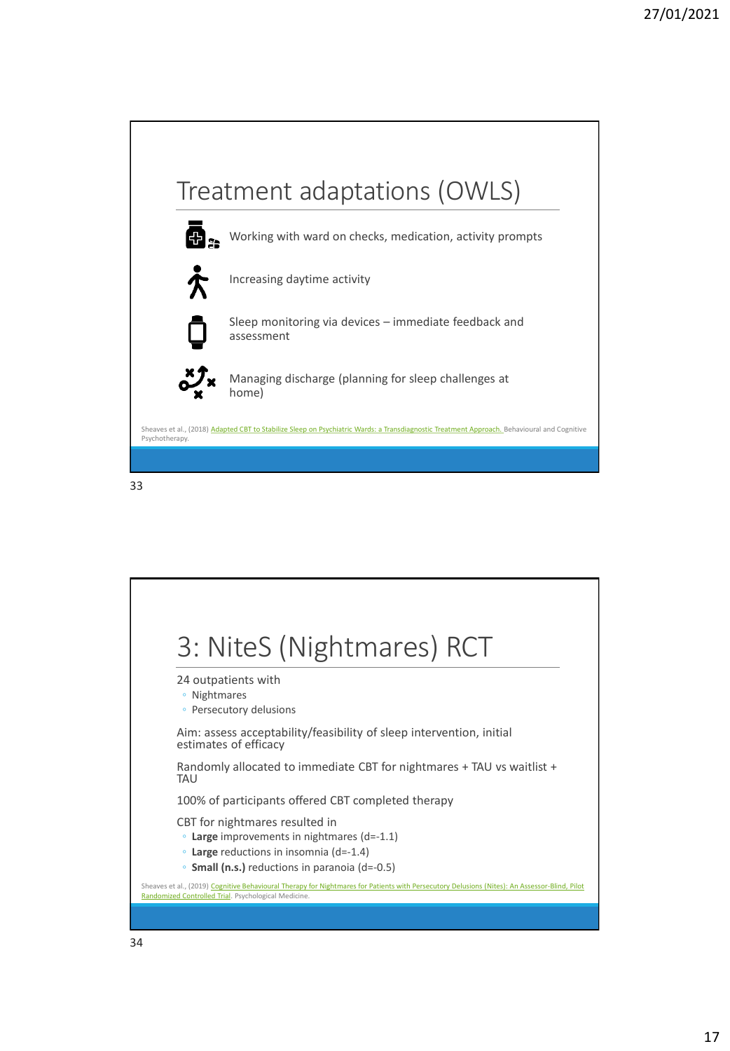## Treatment adaptations (OWLS)

- Working with ward on checks, medication, activity prompts
- Increasing daytime activity
- Sleep monitoring via devices – immediate feedback and assessment
- Managing discharge (planning for sleep challenges at home)

Sheaves et al., (2018) Adapted CBT to Stabilize Sleep on Psychiatric Wards: a Transdiagnostic Treatment Approach. Behavioural and Cognitive Psychotherapy.

## 3: NiteS (Nightmares) RCT

24 outpatients with
- Nightmares
- Persecutory delusions

Aim: assess acceptability/feasibility of sleep intervention, initial estimates of efficacy

Randomly allocated to immediate CBT for nightmares + TAU vs waitlist + TAU

100% of participants offered CBT completed therapy

CBT for nightmares resulted in
- **Large** improvements in nightmares (d=-1.1)
- **Large** reductions in insomnia (d=-1.4)
- **Small (n.s.)** reductions in paranoia (d=-0.5)

Sheaves et al., (2019) Cognitive Behavioural Therapy for Nightmares for Patients with Persecutory Delusions (Nites): An Assessor-Blind, Pilot Randomized Controlled Trial. Psychological Medicine.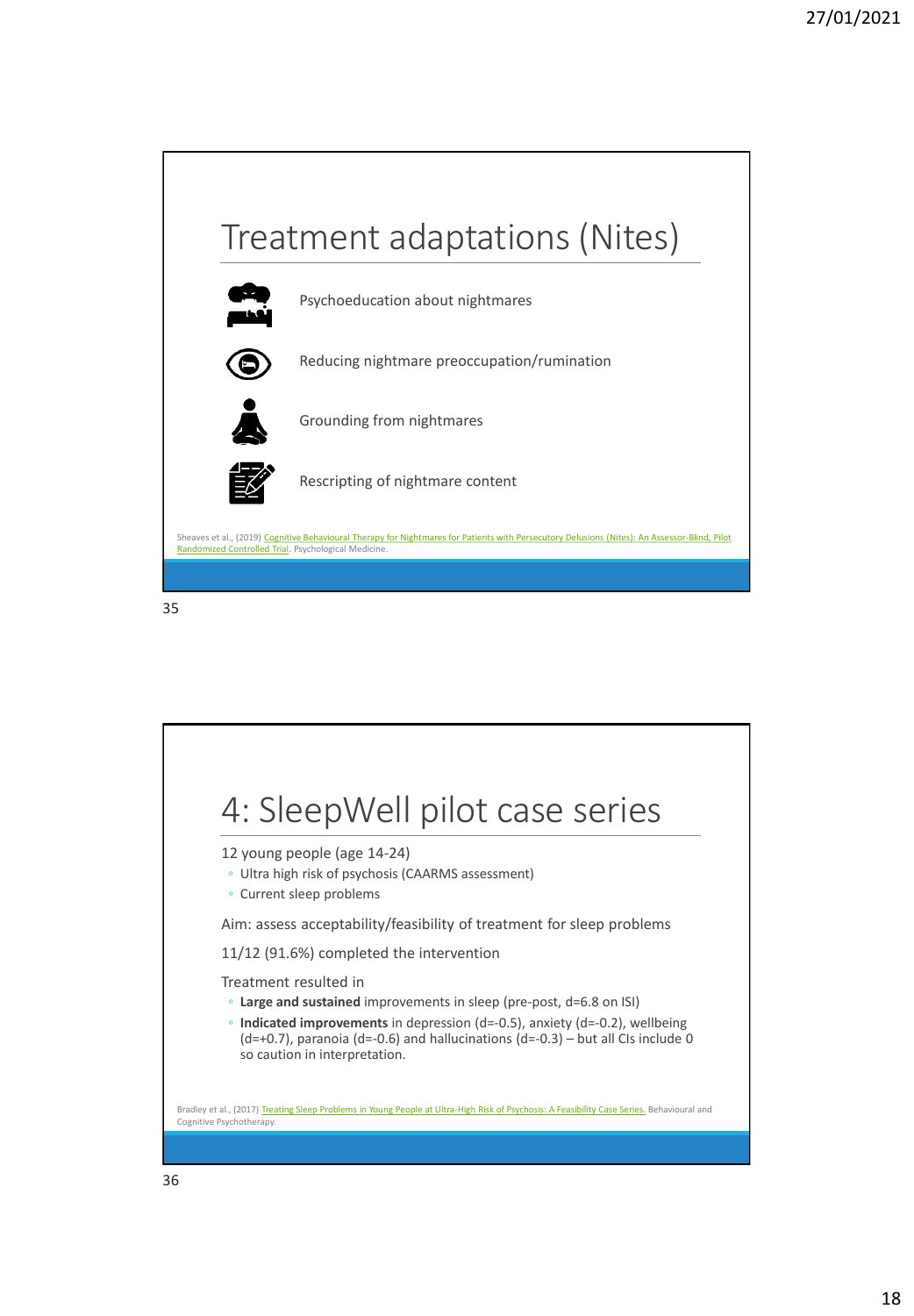# Treatment adaptations (Nites)

- Psychoeducation about nightmares
- Reducing nightmare preoccupation/rumination
- Grounding from nightmares
- Rescripting of nightmare content

Sheaves et al., (2019) Cognitive Behavioural Therapy for Nightmares for Patients with Persecutory Delusions (Nites): An Assessor-Blind, Pilot Randomized Controlled Trial. Psychological Medicine.

# 4: SleepWell pilot case series

12 young people (age 14-24)
- Ultra high risk of psychosis (CAARMS assessment)
- Current sleep problems

Aim: assess acceptability/feasibility of treatment for sleep problems

11/12 (91.6%) completed the intervention

Treatment resulted in
- **Large and sustained** improvements in sleep (pre-post, d=6.8 on ISI)
- **Indicated improvements** in depression (d=-0.5), anxiety (d=-0.2), wellbeing (d=+0.7), paranoia (d=-0.6) and hallucinations (d=-0.3) – but all CIs include 0 so caution in interpretation.

Bradley et al., (2017) Treating Sleep Problems in Young People at Ultra-High Risk of Psychosis: A Feasibility Case Series. Behavioural and Cognitive Psychotherapy.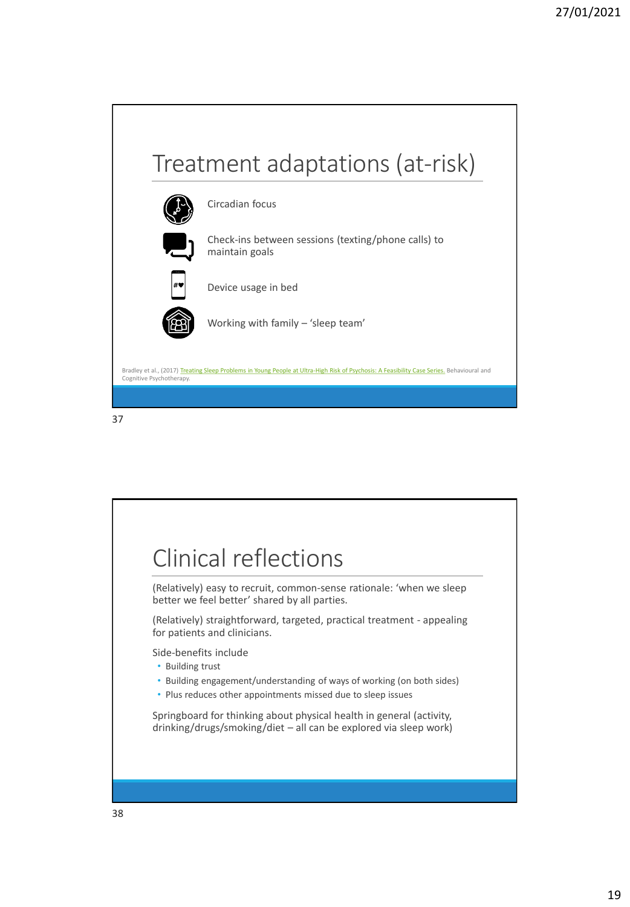# Treatment adaptations (at-risk)

- Circadian focus
- Check-ins between sessions (texting/phone calls) to maintain goals
- Device usage in bed
- Working with family – 'sleep team'

Bradley et al., (2017) Treating Sleep Problems in Young People at Ultra-High Risk of Psychosis: A Feasibility Case Series. Behavioural and Cognitive Psychotherapy.

# Clinical reflections

(Relatively) easy to recruit, common-sense rationale: 'when we sleep better we feel better' shared by all parties.

(Relatively) straightforward, targeted, practical treatment - appealing for patients and clinicians.

Side-benefits include

- Building trust
- Building engagement/understanding of ways of working (on both sides)
- Plus reduces other appointments missed due to sleep issues

Springboard for thinking about physical health in general (activity, drinking/drugs/smoking/diet – all can be explored via sleep work)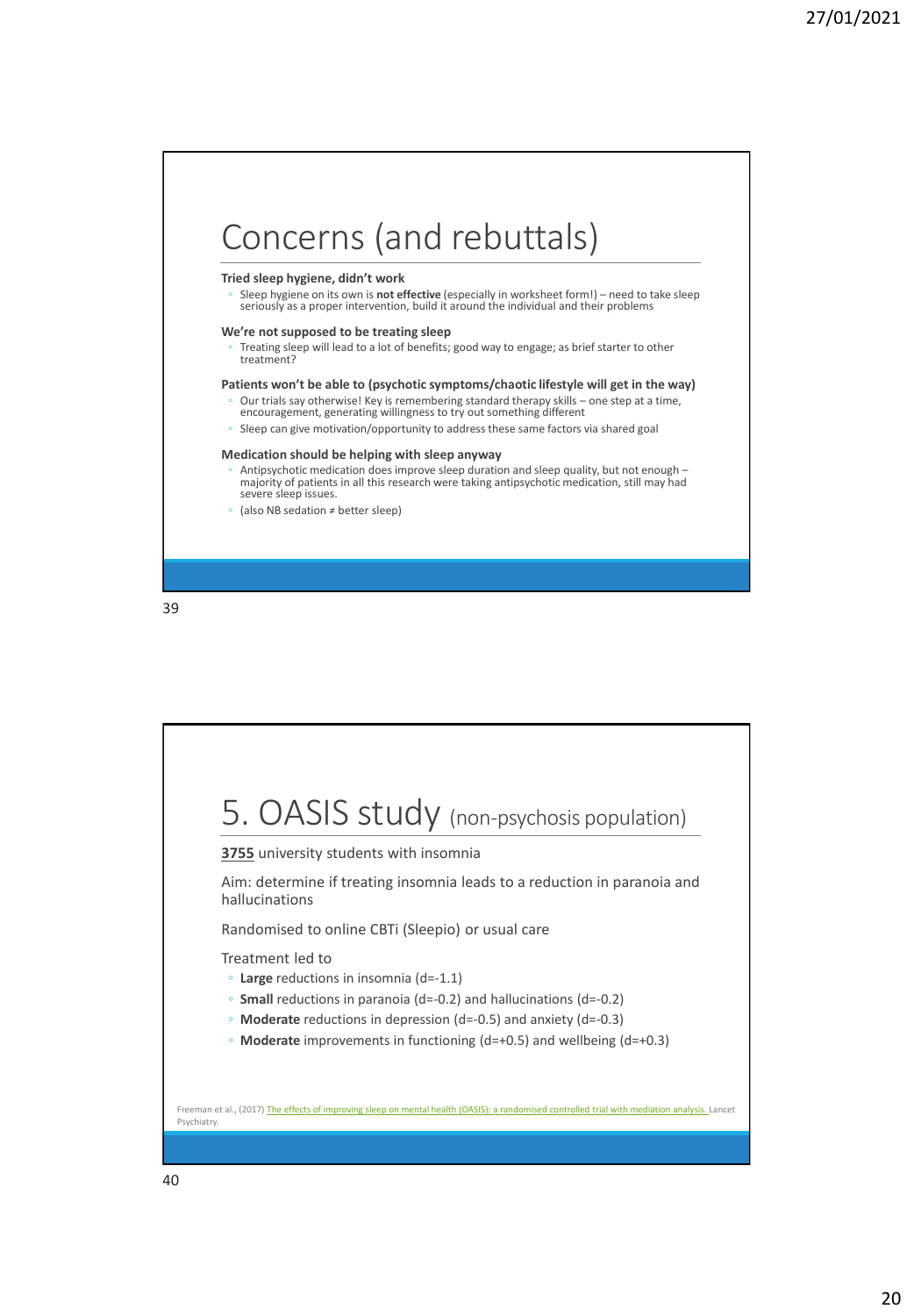# Concerns (and rebuttals)

**Tried sleep hygiene, didn't work**

- Sleep hygiene on its own is **not effective** (especially in worksheet form!) – need to take sleep seriously as a proper intervention, build it around the individual and their problems

**We're not supposed to be treating sleep**

- Treating sleep will lead to a lot of benefits; good way to engage; as brief starter to other treatment?

**Patients won't be able to (psychotic symptoms/chaotic lifestyle will get in the way)**

- Our trials say otherwise! Key is remembering standard therapy skills – one step at a time, encouragement, generating willingness to try out something different
- Sleep can give motivation/opportunity to address these same factors via shared goal

**Medication should be helping with sleep anyway**

- Antipsychotic medication does improve sleep duration and sleep quality, but not enough – majority of patients in all this research were taking antipsychotic medication, still may had severe sleep issues.
- (also NB sedation ≠ better sleep)

# 5. OASIS study (non-psychosis population)

**3755** university students with insomnia

Aim: determine if treating insomnia leads to a reduction in paranoia and hallucinations

Randomised to online CBTi (Sleepio) or usual care

Treatment led to

- **Large** reductions in insomnia (d=-1.1)
- **Small** reductions in paranoia (d=-0.2) and hallucinations (d=-0.2)
- **Moderate** reductions in depression (d=-0.5) and anxiety (d=-0.3)
- **Moderate** improvements in functioning (d=+0.5) and wellbeing (d=+0.3)

Freeman et al., (2017) The effects of improving sleep on mental health (OASIS): a randomised controlled trial with mediation analysis. Lancet Psychiatry.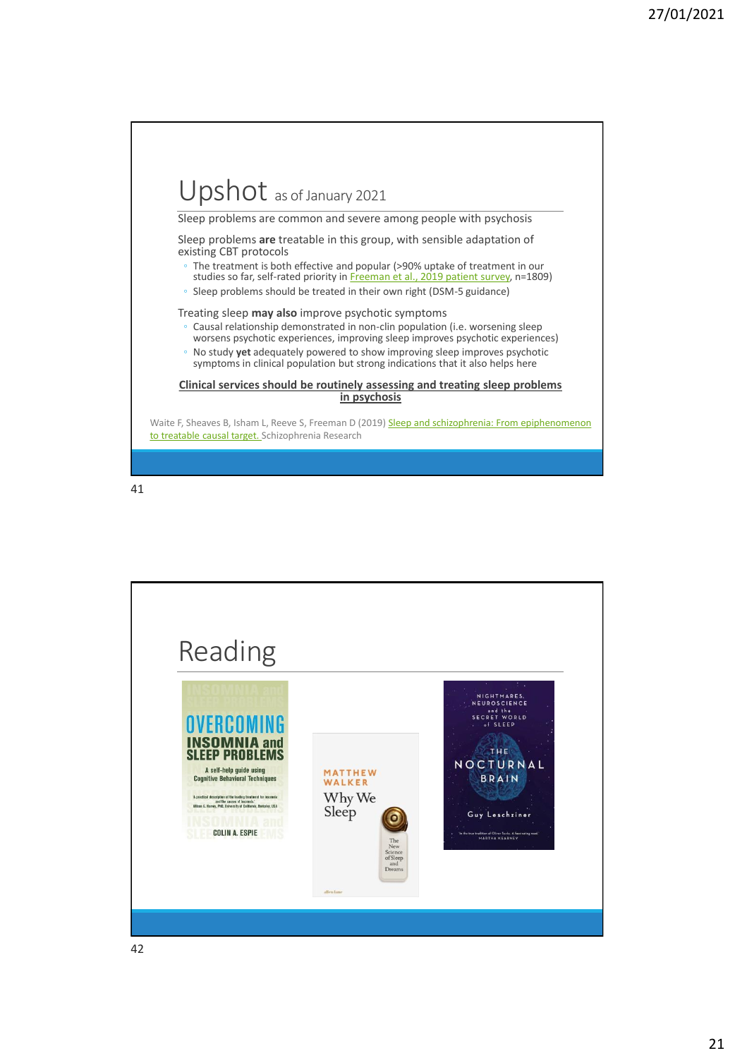## Upshot as of January 2021

Sleep problems are common and severe among people with psychosis

Sleep problems **are** treatable in this group, with sensible adaptation of existing CBT protocols

- The treatment is both effective and popular (>90% uptake of treatment in our studies so far, self-rated priority in Freeman et al., 2019 patient survey, n=1809)
- Sleep problems should be treated in their own right (DSM-5 guidance)

Treating sleep **may also** improve psychotic symptoms

- Causal relationship demonstrated in non-clin population (i.e. worsening sleep worsens psychotic experiences, improving sleep improves psychotic experiences)
- No study **yet** adequately powered to show improving sleep improves psychotic symptoms in clinical population but strong indications that it also helps here

**Clinical services should be routinely assessing and treating sleep problems in psychosis**

Waite F, Sheaves B, Isham L, Reeve S, Freeman D (2019) Sleep and schizophrenia: From epiphenomenon to treatable causal target. Schizophrenia Research

## Reading

- Overcoming Insomnia and Sleep Problems: A self-help guide using Cognitive Behavioral Techniques – Colin A. Espie
- Why We Sleep: The New Science of Sleep and Dreams – Matthew Walker
- The Nocturnal Brain: Nightmares, Neuroscience and the Secret World of Sleep – Guy Leschziner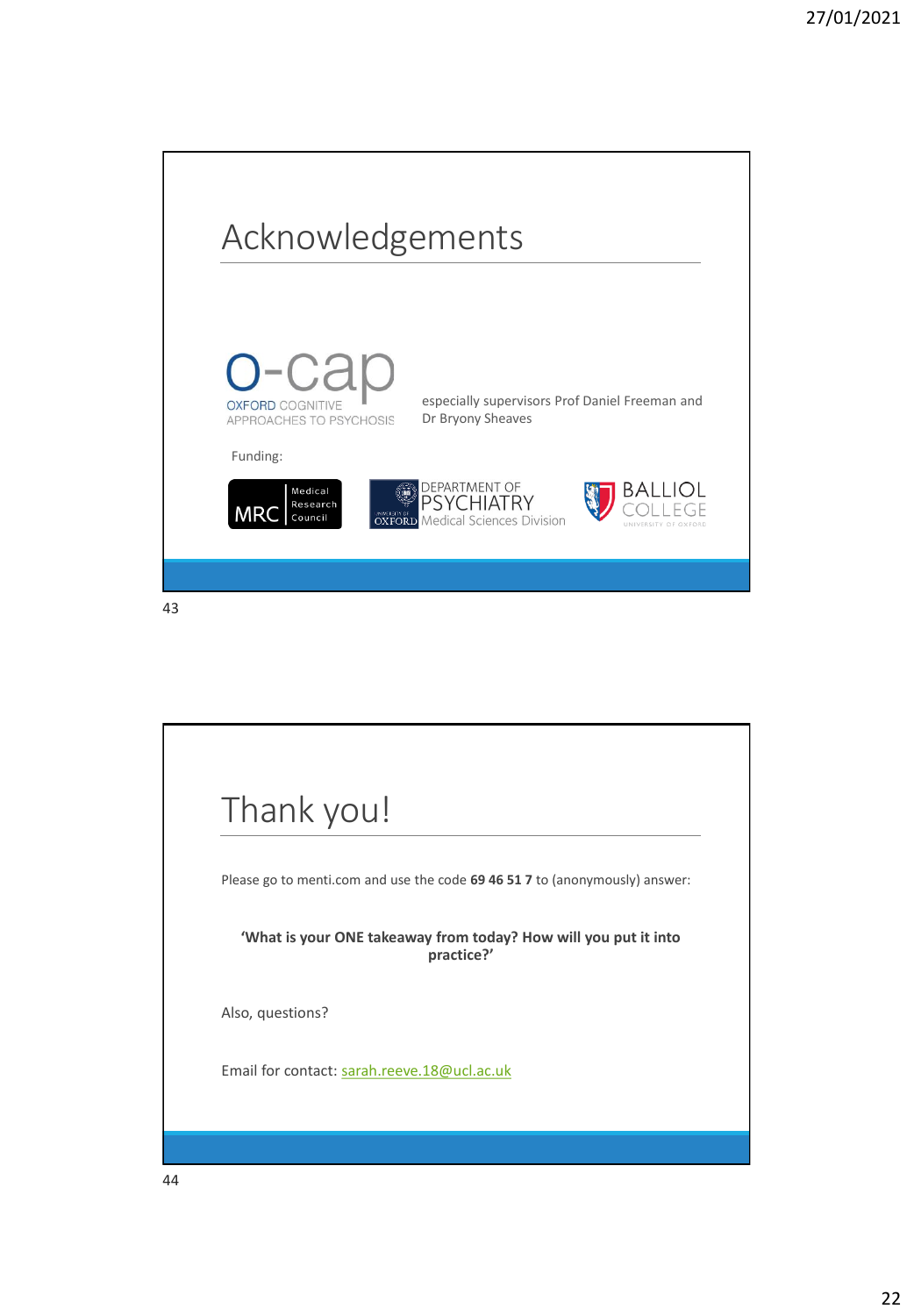## Acknowledgements

o-cap

OXFORD COGNITIVE APPROACHES TO PSYCHOSIS

especially supervisors Prof Daniel Freeman and Dr Bryony Sheaves

Funding:

Medical Research Council MRC

UNIVERSITY OF OXFORD DEPARTMENT OF PSYCHIATRY Medical Sciences Division

BALLIOL COLLEGE UNIVERSITY OF OXFORD

## Thank you!

Please go to menti.com and use the code **69 46 51 7** to (anonymously) answer:

**'What is your ONE takeaway from today? How will you put it into practice?'**

Also, questions?

Email for contact: sarah.reeve.18@ucl.ac.uk